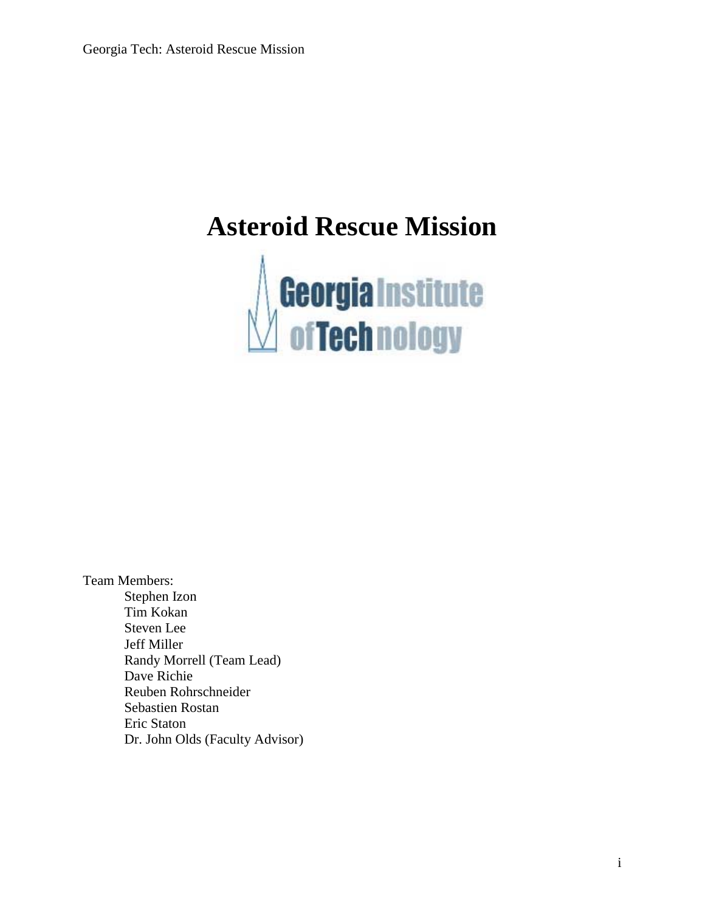# Asteroid Rescue Mission

Georgia Institute of Technology

Team Members:

- Stephen Izon
- Tim Kokan
- Steven Lee
- Jeff Miller
- Randy Morrell (Team Lead)
- Dave Richie
- Reuben Rohrschneider
- Sebastien Rostan
- Eric Staton
- Dr. John Olds (Faculty Advisor)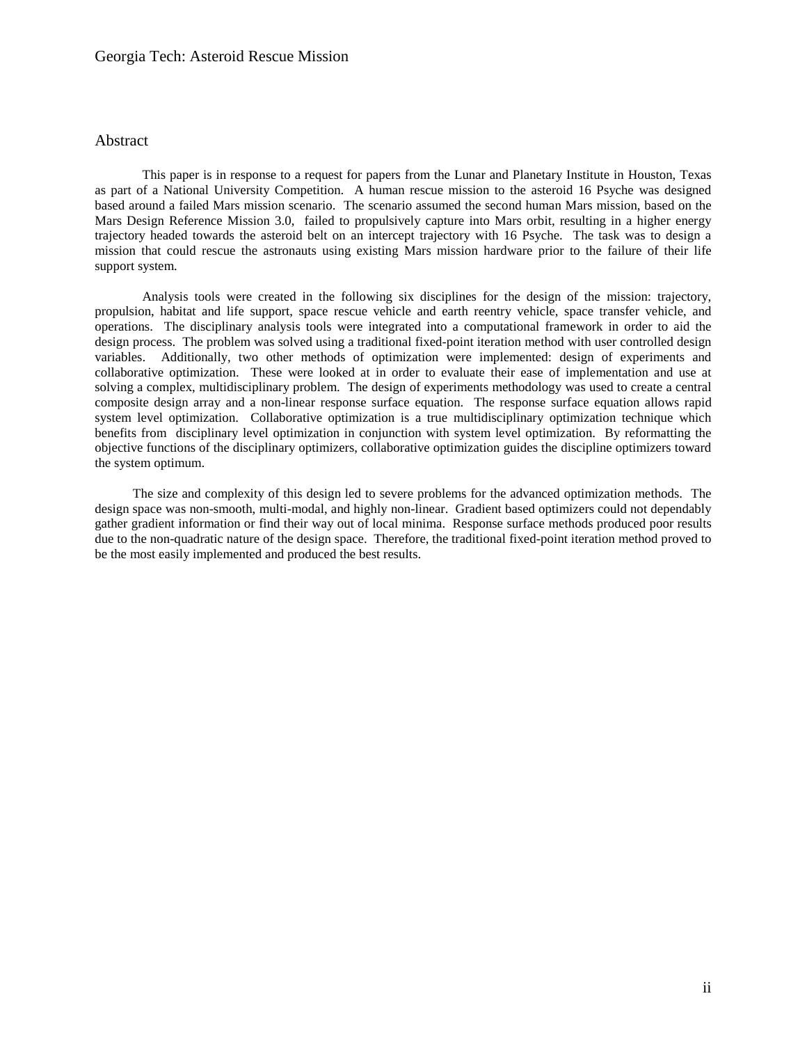## Abstract

This paper is in response to a request for papers from the Lunar and Planetary Institute in Houston, Texas as part of a National University Competition. A human rescue mission to the asteroid 16 Psyche was designed based around a failed Mars mission scenario. The scenario assumed the second human Mars mission, based on the Mars Design Reference Mission 3.0, failed to propulsively capture into Mars orbit, resulting in a higher energy trajectory headed towards the asteroid belt on an intercept trajectory with 16 Psyche. The task was to design a mission that could rescue the astronauts using existing Mars mission hardware prior to the failure of their life support system.

Analysis tools were created in the following six disciplines for the design of the mission: trajectory, propulsion, habitat and life support, space rescue vehicle and earth reentry vehicle, space transfer vehicle, and operations. The disciplinary analysis tools were integrated into a computational framework in order to aid the design process. The problem was solved using a traditional fixed-point iteration method with user controlled design variables. Additionally, two other methods of optimization were implemented: design of experiments and collaborative optimization. These were looked at in order to evaluate their ease of implementation and use at solving a complex, multidisciplinary problem. The design of experiments methodology was used to create a central composite design array and a non-linear response surface equation. The response surface equation allows rapid system level optimization. Collaborative optimization is a true multidisciplinary optimization technique which benefits from disciplinary level optimization in conjunction with system level optimization. By reformatting the objective functions of the disciplinary optimizers, collaborative optimization guides the discipline optimizers toward the system optimum.

The size and complexity of this design led to severe problems for the advanced optimization methods. The design space was non-smooth, multi-modal, and highly non-linear. Gradient based optimizers could not dependably gather gradient information or find their way out of local minima. Response surface methods produced poor results due to the non-quadratic nature of the design space. Therefore, the traditional fixed-point iteration method proved to be the most easily implemented and produced the best results.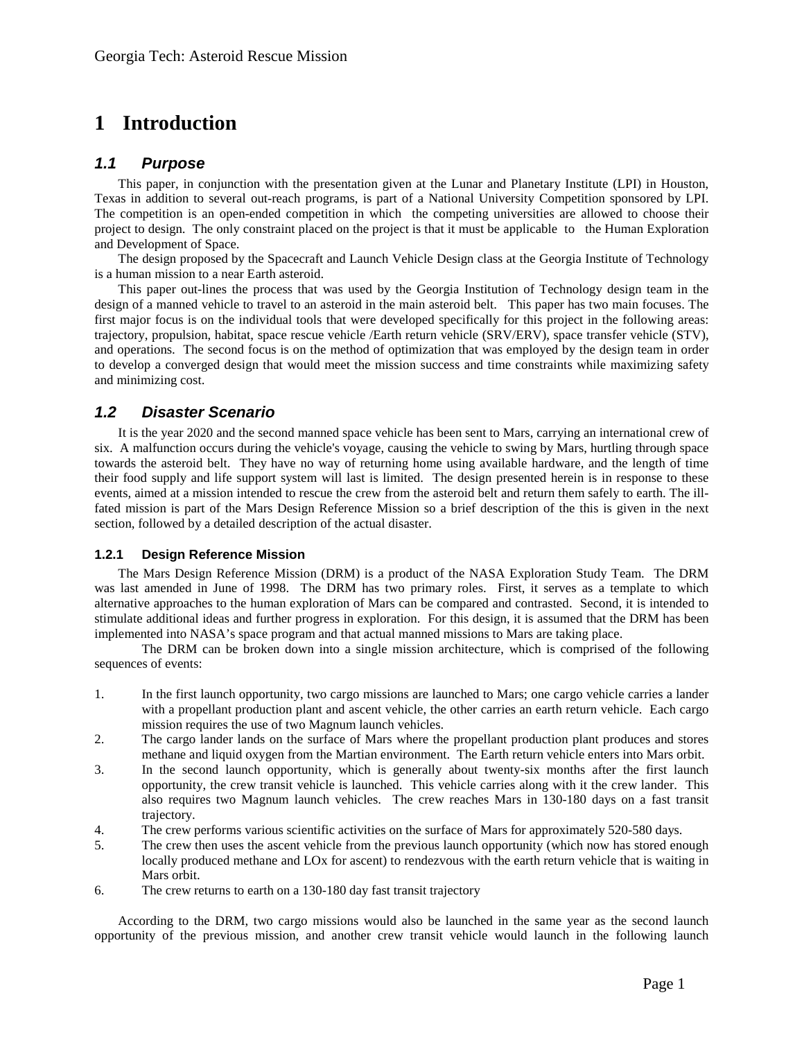# 1 Introduction

## *1.1 Purpose*

This paper, in conjunction with the presentation given at the Lunar and Planetary Institute (LPI) in Houston, Texas in addition to several out-reach programs, is part of a National University Competition sponsored by LPI. The competition is an open-ended competition in which the competing universities are allowed to choose their project to design. The only constraint placed on the project is that it must be applicable to the Human Exploration and Development of Space.

The design proposed by the Spacecraft and Launch Vehicle Design class at the Georgia Institute of Technology is a human mission to a near Earth asteroid.

This paper out-lines the process that was used by the Georgia Institution of Technology design team in the design of a manned vehicle to travel to an asteroid in the main asteroid belt. This paper has two main focuses. The first major focus is on the individual tools that were developed specifically for this project in the following areas: trajectory, propulsion, habitat, space rescue vehicle /Earth return vehicle (SRV/ERV), space transfer vehicle (STV), and operations. The second focus is on the method of optimization that was employed by the design team in order to develop a converged design that would meet the mission success and time constraints while maximizing safety and minimizing cost.

## *1.2 Disaster Scenario*

It is the year 2020 and the second manned space vehicle has been sent to Mars, carrying an international crew of six. A malfunction occurs during the vehicle's voyage, causing the vehicle to swing by Mars, hurtling through space towards the asteroid belt. They have no way of returning home using available hardware, and the length of time their food supply and life support system will last is limited. The design presented herein is in response to these events, aimed at a mission intended to rescue the crew from the asteroid belt and return them safely to earth. The ill-fated mission is part of the Mars Design Reference Mission so a brief description of the this is given in the next section, followed by a detailed description of the actual disaster.

### 1.2.1 Design Reference Mission

The Mars Design Reference Mission (DRM) is a product of the NASA Exploration Study Team. The DRM was last amended in June of 1998. The DRM has two primary roles. First, it serves as a template to which alternative approaches to the human exploration of Mars can be compared and contrasted. Second, it is intended to stimulate additional ideas and further progress in exploration. For this design, it is assumed that the DRM has been implemented into NASA's space program and that actual manned missions to Mars are taking place.

The DRM can be broken down into a single mission architecture, which is comprised of the following sequences of events:

1. In the first launch opportunity, two cargo missions are launched to Mars; one cargo vehicle carries a lander with a propellant production plant and ascent vehicle, the other carries an earth return vehicle. Each cargo mission requires the use of two Magnum launch vehicles.
2. The cargo lander lands on the surface of Mars where the propellant production plant produces and stores methane and liquid oxygen from the Martian environment. The Earth return vehicle enters into Mars orbit.
3. In the second launch opportunity, which is generally about twenty-six months after the first launch opportunity, the crew transit vehicle is launched. This vehicle carries along with it the crew lander. This also requires two Magnum launch vehicles. The crew reaches Mars in 130-180 days on a fast transit trajectory.
4. The crew performs various scientific activities on the surface of Mars for approximately 520-580 days.
5. The crew then uses the ascent vehicle from the previous launch opportunity (which now has stored enough locally produced methane and LOx for ascent) to rendezvous with the earth return vehicle that is waiting in Mars orbit.
6. The crew returns to earth on a 130-180 day fast transit trajectory

According to the DRM, two cargo missions would also be launched in the same year as the second launch opportunity of the previous mission, and another crew transit vehicle would launch in the following launch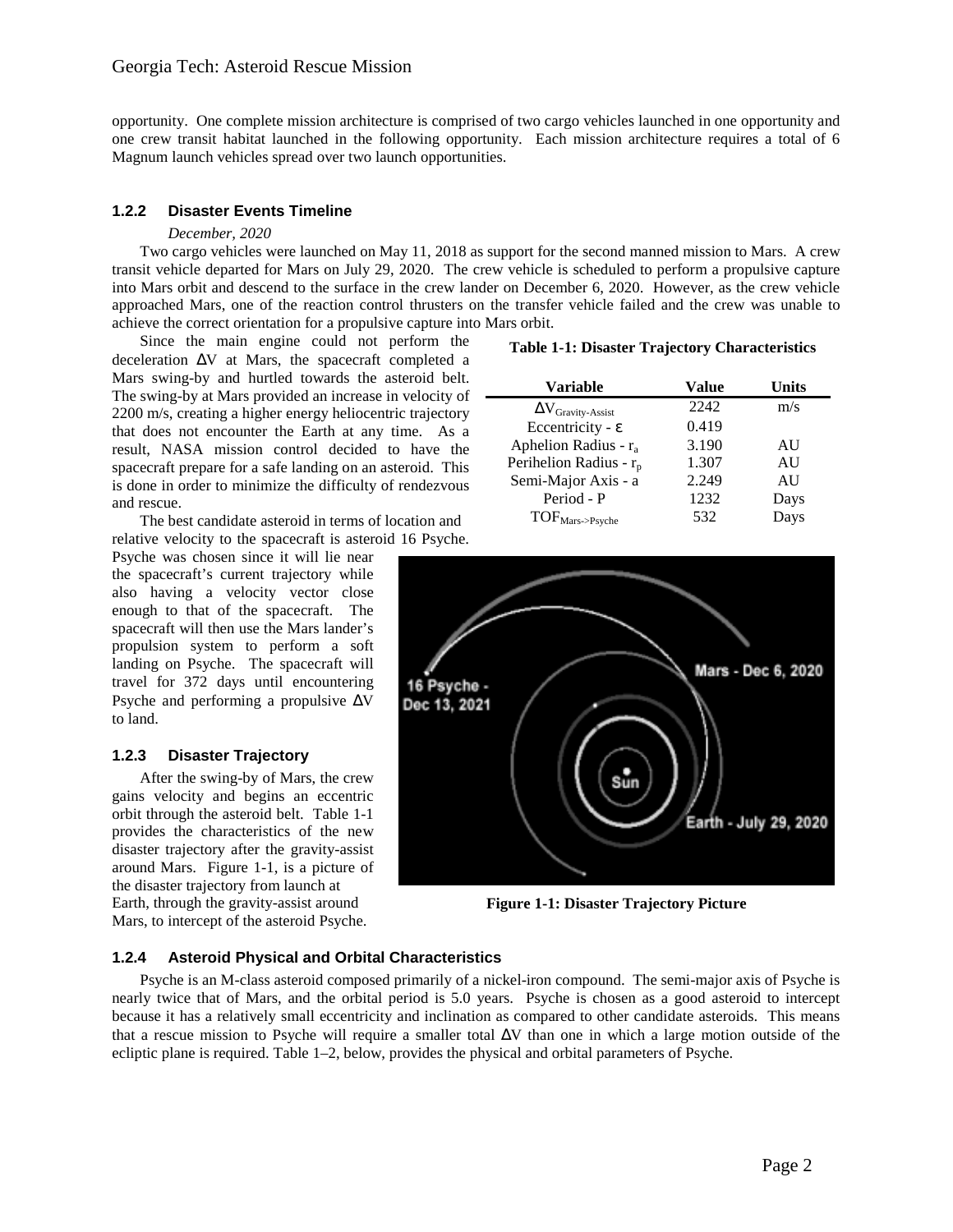opportunity. One complete mission architecture is comprised of two cargo vehicles launched in one opportunity and one crew transit habitat launched in the following opportunity. Each mission architecture requires a total of 6 Magnum launch vehicles spread over two launch opportunities.

### 1.2.2 Disaster Events Timeline

*December, 2020*

Two cargo vehicles were launched on May 11, 2018 as support for the second manned mission to Mars. A crew transit vehicle departed for Mars on July 29, 2020. The crew vehicle is scheduled to perform a propulsive capture into Mars orbit and descend to the surface in the crew lander on December 6, 2020. However, as the crew vehicle approached Mars, one of the reaction control thrusters on the transfer vehicle failed and the crew was unable to achieve the correct orientation for a propulsive capture into Mars orbit.

Since the main engine could not perform the deceleration ΔV at Mars, the spacecraft completed a Mars swing-by and hurtled towards the asteroid belt. The swing-by at Mars provided an increase in velocity of 2200 m/s, creating a higher energy heliocentric trajectory that does not encounter the Earth at any time. As a result, NASA mission control decided to have the spacecraft prepare for a safe landing on an asteroid. This is done in order to minimize the difficulty of rendezvous and rescue.

The best candidate asteroid in terms of location and relative velocity to the spacecraft is asteroid 16 Psyche. Psyche was chosen since it will lie near the spacecraft's current trajectory while also having a velocity vector close enough to that of the spacecraft. The spacecraft will then use the Mars lander's propulsion system to perform a soft landing on Psyche. The spacecraft will travel for 372 days until encountering Psyche and performing a propulsive ΔV to land.

**Table 1-1: Disaster Trajectory Characteristics**

| Variable | Value | Units |
|---|---|---|
| $\Delta V_{Gravity\text{-}Assist}$ | 2242 | m/s |
| Eccentricity - $\varepsilon$ | 0.419 | |
| Aphelion Radius - $r_a$ | 3.190 | AU |
| Perihelion Radius - $r_p$ | 1.307 | AU |
| Semi-Major Axis - a | 2.249 | AU |
| Period - P | 1232 | Days |
| $TOF_{Mars\text{->}Psyche}$ | 532 | Days |

### 1.2.3 Disaster Trajectory

After the swing-by of Mars, the crew gains velocity and begins an eccentric orbit through the asteroid belt. Table 1-1 provides the characteristics of the new disaster trajectory after the gravity-assist around Mars. Figure 1-1, is a picture of the disaster trajectory from launch at Earth, through the gravity-assist around Mars, to intercept of the asteroid Psyche.

**Figure 1-1: Disaster Trajectory Picture**

### 1.2.4 Asteroid Physical and Orbital Characteristics

Psyche is an M-class asteroid composed primarily of a nickel-iron compound. The semi-major axis of Psyche is nearly twice that of Mars, and the orbital period is 5.0 years. Psyche is chosen as a good asteroid to intercept because it has a relatively small eccentricity and inclination as compared to other candidate asteroids. This means that a rescue mission to Psyche will require a smaller total ΔV than one in which a large motion outside of the ecliptic plane is required. Table 1–2, below, provides the physical and orbital parameters of Psyche.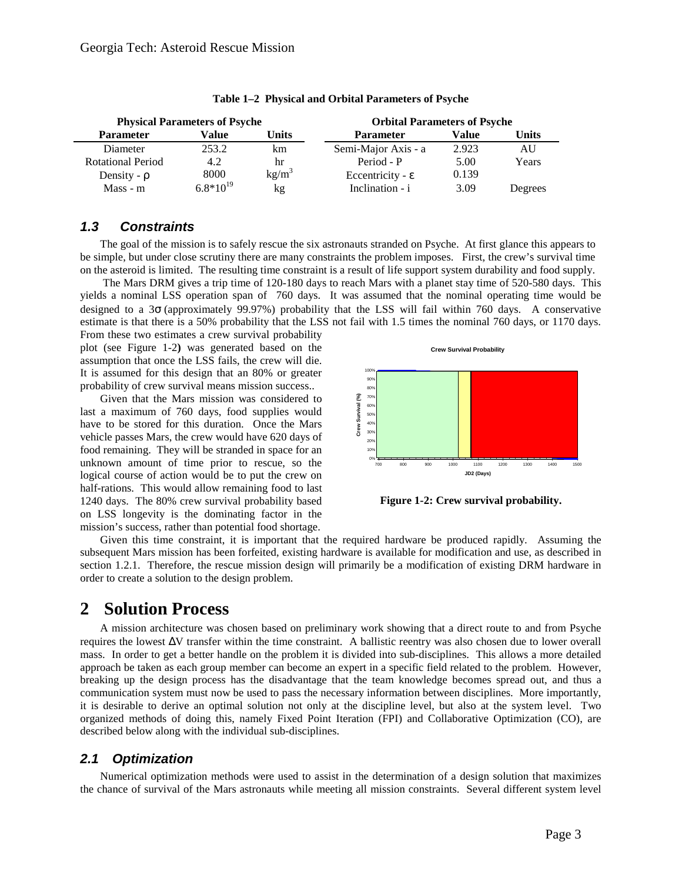**Table 1–2 Physical and Orbital Parameters of Psyche**

| Physical Parameters of Psyche | | | Orbital Parameters of Psyche | | |
|---|---|---|---|---|---|
| **Parameter** | **Value** | **Units** | **Parameter** | **Value** | **Units** |
| Diameter | 253.2 | km | Semi-Major Axis - a | 2.923 | AU |
| Rotational Period | 4.2 | hr | Period - P | 5.00 | Years |
| Density - ρ | 8000 | $kg/m^3$ | Eccentricity - ε | 0.139 | |
| Mass - m | $6.8*10^{19}$ | kg | Inclination - i | 3.09 | Degrees |

### *1.3 Constraints*

The goal of the mission is to safely rescue the six astronauts stranded on Psyche. At first glance this appears to be simple, but under close scrutiny there are many constraints the problem imposes. First, the crew's survival time on the asteroid is limited. The resulting time constraint is a result of life support system durability and food supply.

The Mars DRM gives a trip time of 120-180 days to reach Mars with a planet stay time of 520-580 days. This yields a nominal LSS operation span of 760 days. It was assumed that the nominal operating time would be designed to a 3σ (approximately 99.97%) probability that the LSS will fail within 760 days. A conservative estimate is that there is a 50% probability that the LSS not fail with 1.5 times the nominal 760 days, or 1170 days. From these two estimates a crew survival probability plot (see Figure 1-2**)** was generated based on the assumption that once the LSS fails, the crew will die. It is assumed for this design that an 80% or greater probability of crew survival means mission success..

Given that the Mars mission was considered to last a maximum of 760 days, food supplies would have to be stored for this duration. Once the Mars vehicle passes Mars, the crew would have 620 days of food remaining. They will be stranded in space for an unknown amount of time prior to rescue, so the logical course of action would be to put the crew on half-rations. This would allow remaining food to last 1240 days. The 80% crew survival probability based on LSS longevity is the dominating factor in the mission's success, rather than potential food shortage.

**Figure 1-2: Crew survival probability.**

Given this time constraint, it is important that the required hardware be produced rapidly. Assuming the subsequent Mars mission has been forfeited, existing hardware is available for modification and use, as described in section 1.2.1. Therefore, the rescue mission design will primarily be a modification of existing DRM hardware in order to create a solution to the design problem.

# 2 Solution Process

A mission architecture was chosen based on preliminary work showing that a direct route to and from Psyche requires the lowest ΔV transfer within the time constraint. A ballistic reentry was also chosen due to lower overall mass. In order to get a better handle on the problem it is divided into sub-disciplines. This allows a more detailed approach be taken as each group member can become an expert in a specific field related to the problem. However, breaking up the design process has the disadvantage that the team knowledge becomes spread out, and thus a communication system must now be used to pass the necessary information between disciplines. More importantly, it is desirable to derive an optimal solution not only at the discipline level, but also at the system level. Two organized methods of doing this, namely Fixed Point Iteration (FPI) and Collaborative Optimization (CO), are described below along with the individual sub-disciplines.

### *2.1 Optimization*

Numerical optimization methods were used to assist in the determination of a design solution that maximizes the chance of survival of the Mars astronauts while meeting all mission constraints. Several different system level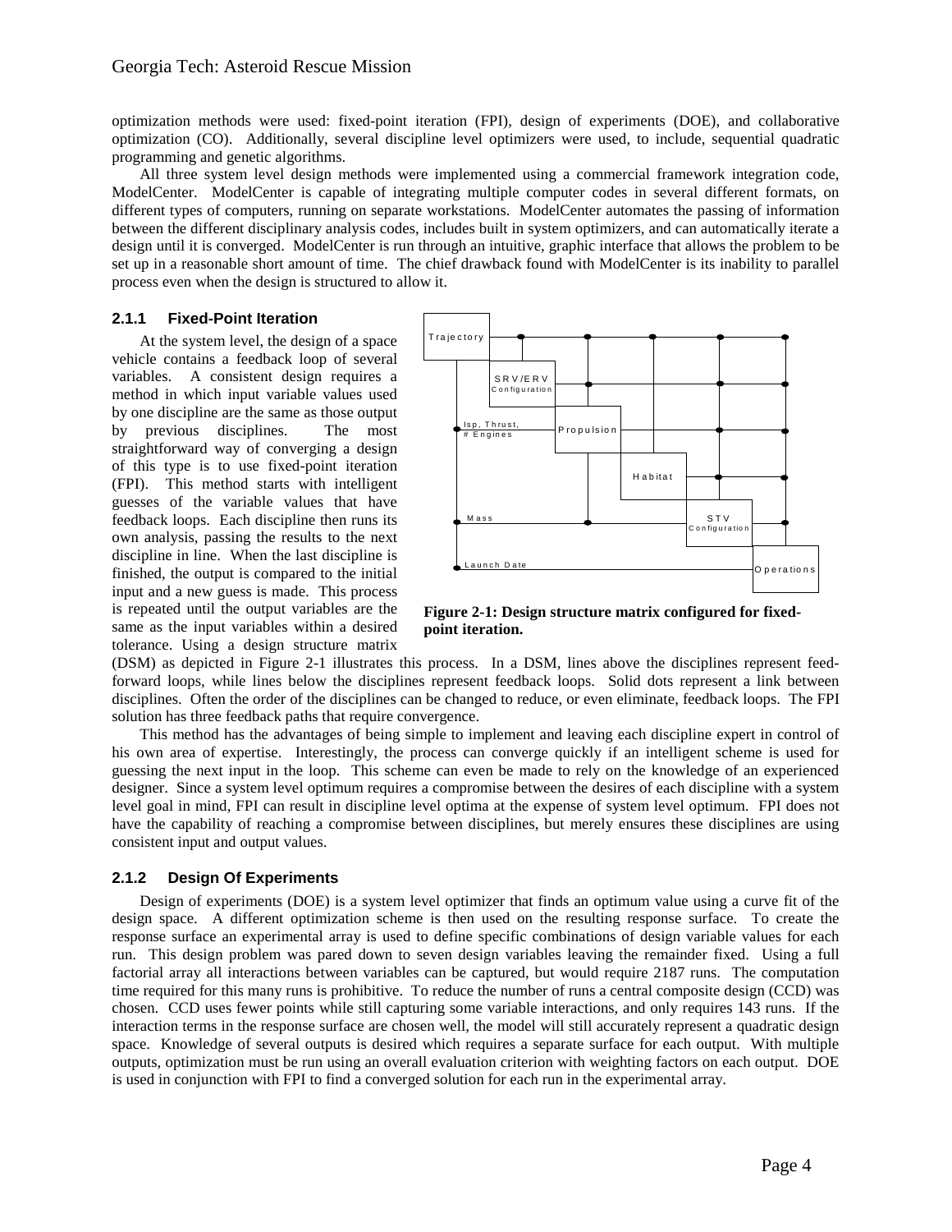optimization methods were used: fixed-point iteration (FPI), design of experiments (DOE), and collaborative optimization (CO). Additionally, several discipline level optimizers were used, to include, sequential quadratic programming and genetic algorithms.

All three system level design methods were implemented using a commercial framework integration code, ModelCenter. ModelCenter is capable of integrating multiple computer codes in several different formats, on different types of computers, running on separate workstations. ModelCenter automates the passing of information between the different disciplinary analysis codes, includes built in system optimizers, and can automatically iterate a design until it is converged. ModelCenter is run through an intuitive, graphic interface that allows the problem to be set up in a reasonable short amount of time. The chief drawback found with ModelCenter is its inability to parallel process even when the design is structured to allow it.

### 2.1.1 Fixed-Point Iteration

At the system level, the design of a space vehicle contains a feedback loop of several variables. A consistent design requires a method in which input variable values used by one discipline are the same as those output by previous disciplines. The most straightforward way of converging a design of this type is to use fixed-point iteration (FPI). This method starts with intelligent guesses of the variable values that have feedback loops. Each discipline then runs its own analysis, passing the results to the next discipline in line. When the last discipline is finished, the output is compared to the initial input and a new guess is made. This process is repeated until the output variables are the same as the input variables within a desired tolerance. Using a design structure matrix (DSM) as depicted in Figure 2-1 illustrates this process. In a DSM, lines above the disciplines represent feed-forward loops, while lines below the disciplines represent feedback loops. Solid dots represent a link between disciplines. Often the order of the disciplines can be changed to reduce, or even eliminate, feedback loops. The FPI solution has three feedback paths that require convergence.

**Figure 2-1: Design structure matrix configured for fixed-point iteration.**

This method has the advantages of being simple to implement and leaving each discipline expert in control of his own area of expertise. Interestingly, the process can converge quickly if an intelligent scheme is used for guessing the next input in the loop. This scheme can even be made to rely on the knowledge of an experienced designer. Since a system level optimum requires a compromise between the desires of each discipline with a system level goal in mind, FPI can result in discipline level optima at the expense of system level optimum. FPI does not have the capability of reaching a compromise between disciplines, but merely ensures these disciplines are using consistent input and output values.

### 2.1.2 Design Of Experiments

Design of experiments (DOE) is a system level optimizer that finds an optimum value using a curve fit of the design space. A different optimization scheme is then used on the resulting response surface. To create the response surface an experimental array is used to define specific combinations of design variable values for each run. This design problem was pared down to seven design variables leaving the remainder fixed. Using a full factorial array all interactions between variables can be captured, but would require 2187 runs. The computation time required for this many runs is prohibitive. To reduce the number of runs a central composite design (CCD) was chosen. CCD uses fewer points while still capturing some variable interactions, and only requires 143 runs. If the interaction terms in the response surface are chosen well, the model will still accurately represent a quadratic design space. Knowledge of several outputs is desired which requires a separate surface for each output. With multiple outputs, optimization must be run using an overall evaluation criterion with weighting factors on each output. DOE is used in conjunction with FPI to find a converged solution for each run in the experimental array.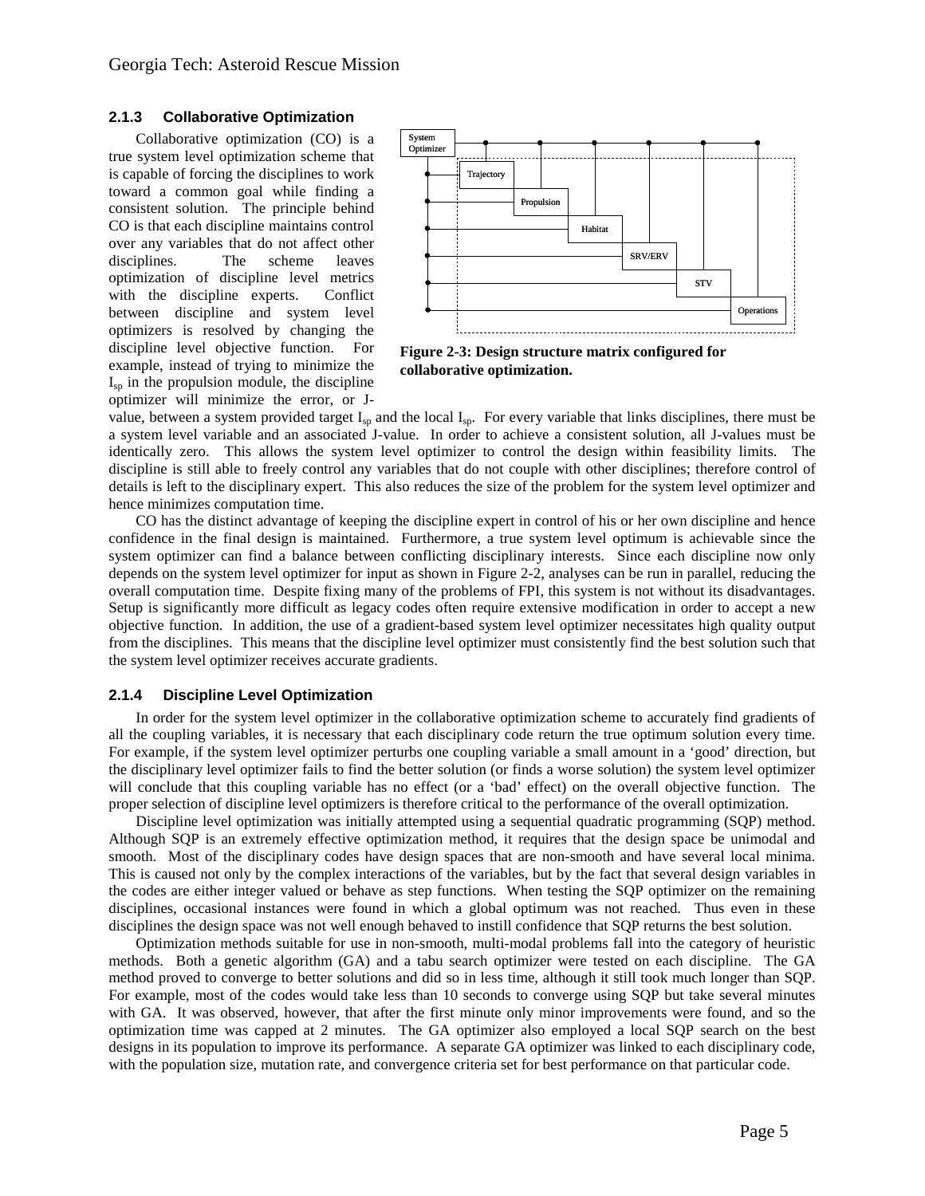### 2.1.3 Collaborative Optimization

Collaborative optimization (CO) is a true system level optimization scheme that is capable of forcing the disciplines to work toward a common goal while finding a consistent solution. The principle behind CO is that each discipline maintains control over any variables that do not affect other disciplines. The scheme leaves optimization of discipline level metrics with the discipline experts. Conflict between discipline and system level optimizers is resolved by changing the discipline level objective function. For example, instead of trying to minimize the $I_{sp}$ in the propulsion module, the discipline optimizer will minimize the error, or J-value, between a system provided target $I_{sp}$ and the local $I_{sp}$. For every variable that links disciplines, there must be a system level variable and an associated J-value. In order to achieve a consistent solution, all J-values must be identically zero. This allows the system level optimizer to control the design within feasibility limits. The discipline is still able to freely control any variables that do not couple with other disciplines; therefore control of details is left to the disciplinary expert. This also reduces the size of the problem for the system level optimizer and hence minimizes computation time.

System Optimizer | Trajectory | Propulsion | Habitat | SRV/ERV | STV | Operations

**Figure 2-3: Design structure matrix configured for collaborative optimization.**

CO has the distinct advantage of keeping the discipline expert in control of his or her own discipline and hence confidence in the final design is maintained. Furthermore, a true system level optimum is achievable since the system optimizer can find a balance between conflicting disciplinary interests. Since each discipline now only depends on the system level optimizer for input as shown in Figure 2-2, analyses can be run in parallel, reducing the overall computation time. Despite fixing many of the problems of FPI, this system is not without its disadvantages. Setup is significantly more difficult as legacy codes often require extensive modification in order to accept a new objective function. In addition, the use of a gradient-based system level optimizer necessitates high quality output from the disciplines. This means that the discipline level optimizer must consistently find the best solution such that the system level optimizer receives accurate gradients.

### 2.1.4 Discipline Level Optimization

In order for the system level optimizer in the collaborative optimization scheme to accurately find gradients of all the coupling variables, it is necessary that each disciplinary code return the true optimum solution every time. For example, if the system level optimizer perturbs one coupling variable a small amount in a 'good' direction, but the disciplinary level optimizer fails to find the better solution (or finds a worse solution) the system level optimizer will conclude that this coupling variable has no effect (or a 'bad' effect) on the overall objective function. The proper selection of discipline level optimizers is therefore critical to the performance of the overall optimization.

Discipline level optimization was initially attempted using a sequential quadratic programming (SQP) method. Although SQP is an extremely effective optimization method, it requires that the design space be unimodal and smooth. Most of the disciplinary codes have design spaces that are non-smooth and have several local minima. This is caused not only by the complex interactions of the variables, but by the fact that several design variables in the codes are either integer valued or behave as step functions. When testing the SQP optimizer on the remaining disciplines, occasional instances were found in which a global optimum was not reached. Thus even in these disciplines the design space was not well enough behaved to instill confidence that SQP returns the best solution.

Optimization methods suitable for use in non-smooth, multi-modal problems fall into the category of heuristic methods. Both a genetic algorithm (GA) and a tabu search optimizer were tested on each discipline. The GA method proved to converge to better solutions and did so in less time, although it still took much longer than SQP. For example, most of the codes would take less than 10 seconds to converge using SQP but take several minutes with GA. It was observed, however, that after the first minute only minor improvements were found, and so the optimization time was capped at 2 minutes. The GA optimizer also employed a local SQP search on the best designs in its population to improve its performance. A separate GA optimizer was linked to each disciplinary code, with the population size, mutation rate, and convergence criteria set for best performance on that particular code.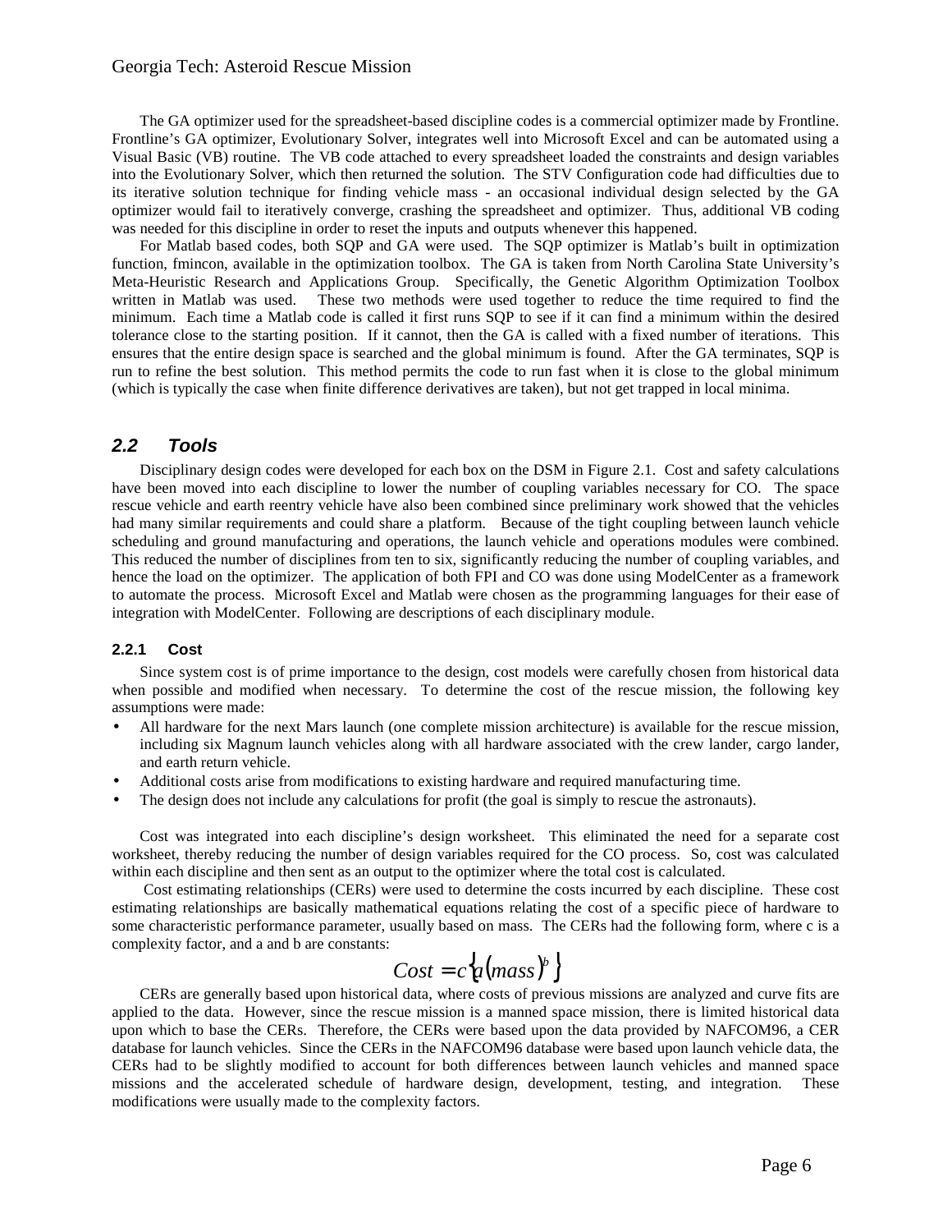The GA optimizer used for the spreadsheet-based discipline codes is a commercial optimizer made by Frontline. Frontline's GA optimizer, Evolutionary Solver, integrates well into Microsoft Excel and can be automated using a Visual Basic (VB) routine. The VB code attached to every spreadsheet loaded the constraints and design variables into the Evolutionary Solver, which then returned the solution. The STV Configuration code had difficulties due to its iterative solution technique for finding vehicle mass - an occasional individual design selected by the GA optimizer would fail to iteratively converge, crashing the spreadsheet and optimizer. Thus, additional VB coding was needed for this discipline in order to reset the inputs and outputs whenever this happened.

For Matlab based codes, both SQP and GA were used. The SQP optimizer is Matlab's built in optimization function, fmincon, available in the optimization toolbox. The GA is taken from North Carolina State University's Meta-Heuristic Research and Applications Group. Specifically, the Genetic Algorithm Optimization Toolbox written in Matlab was used. These two methods were used together to reduce the time required to find the minimum. Each time a Matlab code is called it first runs SQP to see if it can find a minimum within the desired tolerance close to the starting position. If it cannot, then the GA is called with a fixed number of iterations. This ensures that the entire design space is searched and the global minimum is found. After the GA terminates, SQP is run to refine the best solution. This method permits the code to run fast when it is close to the global minimum (which is typically the case when finite difference derivatives are taken), but not get trapped in local minima.

## 2.2 Tools

Disciplinary design codes were developed for each box on the DSM in Figure 2.1. Cost and safety calculations have been moved into each discipline to lower the number of coupling variables necessary for CO. The space rescue vehicle and earth reentry vehicle have also been combined since preliminary work showed that the vehicles had many similar requirements and could share a platform. Because of the tight coupling between launch vehicle scheduling and ground manufacturing and operations, the launch vehicle and operations modules were combined. This reduced the number of disciplines from ten to six, significantly reducing the number of coupling variables, and hence the load on the optimizer. The application of both FPI and CO was done using ModelCenter as a framework to automate the process. Microsoft Excel and Matlab were chosen as the programming languages for their ease of integration with ModelCenter. Following are descriptions of each disciplinary module.

### 2.2.1 Cost

Since system cost is of prime importance to the design, cost models were carefully chosen from historical data when possible and modified when necessary. To determine the cost of the rescue mission, the following key assumptions were made:

- All hardware for the next Mars launch (one complete mission architecture) is available for the rescue mission, including six Magnum launch vehicles along with all hardware associated with the crew lander, cargo lander, and earth return vehicle.
- Additional costs arise from modifications to existing hardware and required manufacturing time.
- The design does not include any calculations for profit (the goal is simply to rescue the astronauts).

Cost was integrated into each discipline's design worksheet. This eliminated the need for a separate cost worksheet, thereby reducing the number of design variables required for the CO process. So, cost was calculated within each discipline and then sent as an output to the optimizer where the total cost is calculated.

Cost estimating relationships (CERs) were used to determine the costs incurred by each discipline. These cost estimating relationships are basically mathematical equations relating the cost of a specific piece of hardware to some characteristic performance parameter, usually based on mass. The CERs had the following form, where c is a complexity factor, and a and b are constants:

$$Cost = c\left\{a(mass)^b\right\}$$

CERs are generally based upon historical data, where costs of previous missions are analyzed and curve fits are applied to the data. However, since the rescue mission is a manned space mission, there is limited historical data upon which to base the CERs. Therefore, the CERs were based upon the data provided by NAFCOM96, a CER database for launch vehicles. Since the CERs in the NAFCOM96 database were based upon launch vehicle data, the CERs had to be slightly modified to account for both differences between launch vehicles and manned space missions and the accelerated schedule of hardware design, development, testing, and integration. These modifications were usually made to the complexity factors.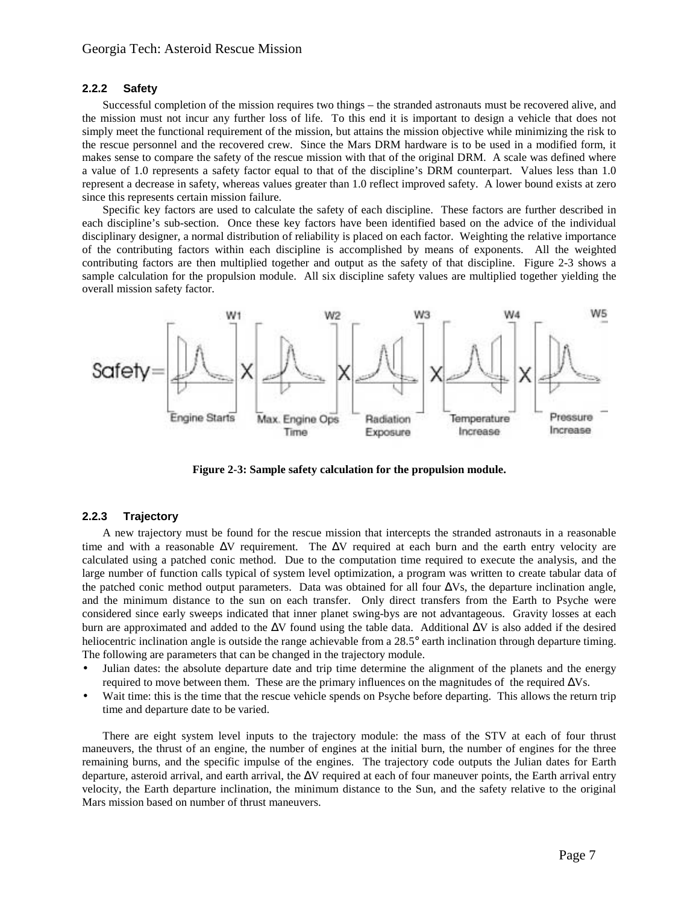### 2.2.2 Safety

Successful completion of the mission requires two things – the stranded astronauts must be recovered alive, and the mission must not incur any further loss of life. To this end it is important to design a vehicle that does not simply meet the functional requirement of the mission, but attains the mission objective while minimizing the risk to the rescue personnel and the recovered crew. Since the Mars DRM hardware is to be used in a modified form, it makes sense to compare the safety of the rescue mission with that of the original DRM. A scale was defined where a value of 1.0 represents a safety factor equal to that of the discipline's DRM counterpart. Values less than 1.0 represent a decrease in safety, whereas values greater than 1.0 reflect improved safety. A lower bound exists at zero since this represents certain mission failure.

Specific key factors are used to calculate the safety of each discipline. These factors are further described in each discipline's sub-section. Once these key factors have been identified based on the advice of the individual disciplinary designer, a normal distribution of reliability is placed on each factor. Weighting the relative importance of the contributing factors within each discipline is accomplished by means of exponents. All the weighted contributing factors are then multiplied together and output as the safety of that discipline. Figure 2-3 shows a sample calculation for the propulsion module. All six discipline safety values are multiplied together yielding the overall mission safety factor.

Safety = [Engine Starts]$^{W1}$ × [Max. Engine Ops Time]$^{W2}$ × [Radiation Exposure]$^{W3}$ × [Temperature Increase]$^{W4}$ × [Pressure Increase]$^{W5}$

**Figure 2-3: Sample safety calculation for the propulsion module.**

### 2.2.3 Trajectory

A new trajectory must be found for the rescue mission that intercepts the stranded astronauts in a reasonable time and with a reasonable ΔV requirement. The ΔV required at each burn and the earth entry velocity are calculated using a patched conic method. Due to the computation time required to execute the analysis, and the large number of function calls typical of system level optimization, a program was written to create tabular data of the patched conic method output parameters. Data was obtained for all four ΔVs, the departure inclination angle, and the minimum distance to the sun on each transfer. Only direct transfers from the Earth to Psyche were considered since early sweeps indicated that inner planet swing-bys are not advantageous. Gravity losses at each burn are approximated and added to the ΔV found using the table data. Additional ΔV is also added if the desired heliocentric inclination angle is outside the range achievable from a 28.5° earth inclination through departure timing. The following are parameters that can be changed in the trajectory module.

- Julian dates: the absolute departure date and trip time determine the alignment of the planets and the energy required to move between them. These are the primary influences on the magnitudes of the required ΔVs.
- Wait time: this is the time that the rescue vehicle spends on Psyche before departing. This allows the return trip time and departure date to be varied.

There are eight system level inputs to the trajectory module: the mass of the STV at each of four thrust maneuvers, the thrust of an engine, the number of engines at the initial burn, the number of engines for the three remaining burns, and the specific impulse of the engines. The trajectory code outputs the Julian dates for Earth departure, asteroid arrival, and earth arrival, the ΔV required at each of four maneuver points, the Earth arrival entry velocity, the Earth departure inclination, the minimum distance to the Sun, and the safety relative to the original Mars mission based on number of thrust maneuvers.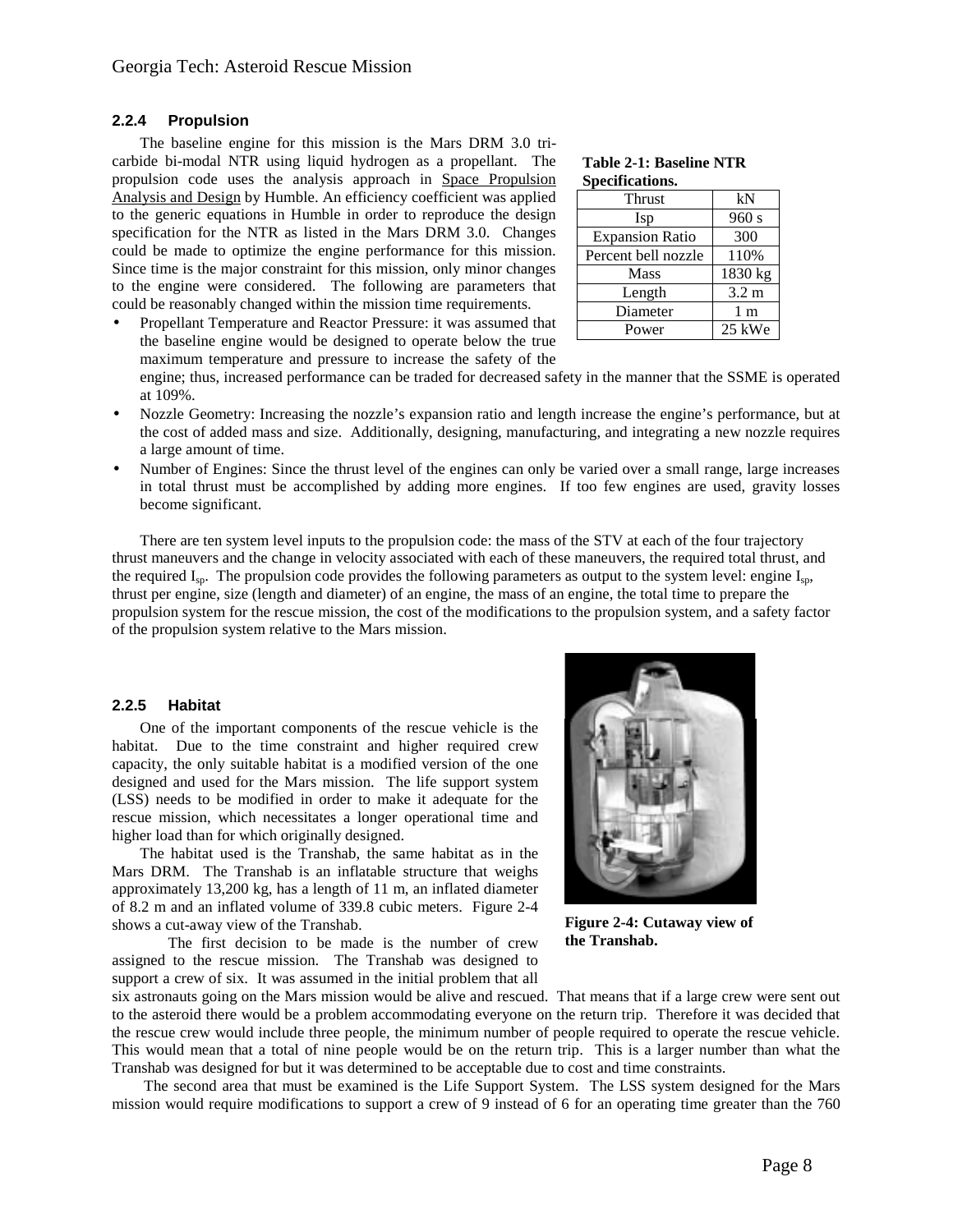### 2.2.4 Propulsion

The baseline engine for this mission is the Mars DRM 3.0 tri-carbide bi-modal NTR using liquid hydrogen as a propellant. The propulsion code uses the analysis approach in Space Propulsion Analysis and Design by Humble. An efficiency coefficient was applied to the generic equations in Humble in order to reproduce the design specification for the NTR as listed in the Mars DRM 3.0. Changes could be made to optimize the engine performance for this mission. Since time is the major constraint for this mission, only minor changes to the engine were considered. The following are parameters that could be reasonably changed within the mission time requirements.

**Table 2-1: Baseline NTR Specifications.**

| Thrust | kN |
|---|---|
| Isp | 960 s |
| Expansion Ratio | 300 |
| Percent bell nozzle | 110% |
| Mass | 1830 kg |
| Length | 3.2 m |
| Diameter | 1 m |
| Power | 25 kWe |

- Propellant Temperature and Reactor Pressure: it was assumed that the baseline engine would be designed to operate below the true maximum temperature and pressure to increase the safety of the engine; thus, increased performance can be traded for decreased safety in the manner that the SSME is operated at 109%.
- Nozzle Geometry: Increasing the nozzle's expansion ratio and length increase the engine's performance, but at the cost of added mass and size. Additionally, designing, manufacturing, and integrating a new nozzle requires a large amount of time.
- Number of Engines: Since the thrust level of the engines can only be varied over a small range, large increases in total thrust must be accomplished by adding more engines. If too few engines are used, gravity losses become significant.

There are ten system level inputs to the propulsion code: the mass of the STV at each of the four trajectory thrust maneuvers and the change in velocity associated with each of these maneuvers, the required total thrust, and the required $I_{sp}$. The propulsion code provides the following parameters as output to the system level: engine $I_{sp}$, thrust per engine, size (length and diameter) of an engine, the mass of an engine, the total time to prepare the propulsion system for the rescue mission, the cost of the modifications to the propulsion system, and a safety factor of the propulsion system relative to the Mars mission.

### 2.2.5 Habitat

One of the important components of the rescue vehicle is the habitat. Due to the time constraint and higher required crew capacity, the only suitable habitat is a modified version of the one designed and used for the Mars mission. The life support system (LSS) needs to be modified in order to make it adequate for the rescue mission, which necessitates a longer operational time and higher load than for which originally designed.

The habitat used is the Transhab, the same habitat as in the Mars DRM. The Transhab is an inflatable structure that weighs approximately 13,200 kg, has a length of 11 m, an inflated diameter of 8.2 m and an inflated volume of 339.8 cubic meters. Figure 2-4 shows a cut-away view of the Transhab.

**Figure 2-4: Cutaway view of the Transhab.**

The first decision to be made is the number of crew assigned to the rescue mission. The Transhab was designed to support a crew of six. It was assumed in the initial problem that all six astronauts going on the Mars mission would be alive and rescued. That means that if a large crew were sent out to the asteroid there would be a problem accommodating everyone on the return trip. Therefore it was decided that the rescue crew would include three people, the minimum number of people required to operate the rescue vehicle. This would mean that a total of nine people would be on the return trip. This is a larger number than what the Transhab was designed for but it was determined to be acceptable due to cost and time constraints.

The second area that must be examined is the Life Support System. The LSS system designed for the Mars mission would require modifications to support a crew of 9 instead of 6 for an operating time greater than the 760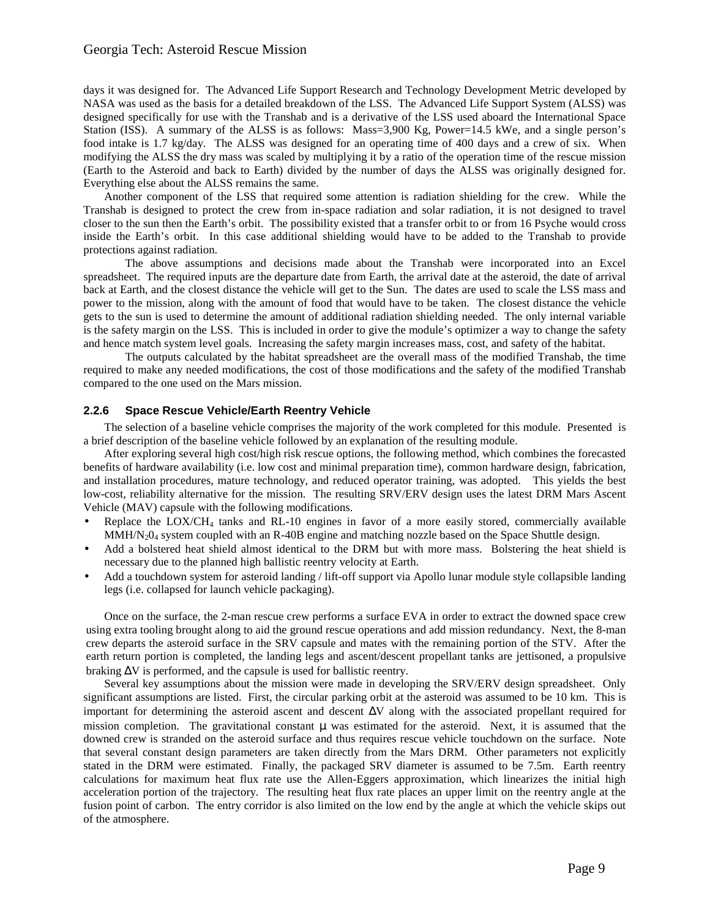days it was designed for. The Advanced Life Support Research and Technology Development Metric developed by NASA was used as the basis for a detailed breakdown of the LSS. The Advanced Life Support System (ALSS) was designed specifically for use with the Transhab and is a derivative of the LSS used aboard the International Space Station (ISS). A summary of the ALSS is as follows: Mass=3,900 Kg, Power=14.5 kWe, and a single person's food intake is 1.7 kg/day. The ALSS was designed for an operating time of 400 days and a crew of six. When modifying the ALSS the dry mass was scaled by multiplying it by a ratio of the operation time of the rescue mission (Earth to the Asteroid and back to Earth) divided by the number of days the ALSS was originally designed for. Everything else about the ALSS remains the same.

Another component of the LSS that required some attention is radiation shielding for the crew. While the Transhab is designed to protect the crew from in-space radiation and solar radiation, it is not designed to travel closer to the sun then the Earth's orbit. The possibility existed that a transfer orbit to or from 16 Psyche would cross inside the Earth's orbit. In this case additional shielding would have to be added to the Transhab to provide protections against radiation.

The above assumptions and decisions made about the Transhab were incorporated into an Excel spreadsheet. The required inputs are the departure date from Earth, the arrival date at the asteroid, the date of arrival back at Earth, and the closest distance the vehicle will get to the Sun. The dates are used to scale the LSS mass and power to the mission, along with the amount of food that would have to be taken. The closest distance the vehicle gets to the sun is used to determine the amount of additional radiation shielding needed. The only internal variable is the safety margin on the LSS. This is included in order to give the module's optimizer a way to change the safety and hence match system level goals. Increasing the safety margin increases mass, cost, and safety of the habitat.

The outputs calculated by the habitat spreadsheet are the overall mass of the modified Transhab, the time required to make any needed modifications, the cost of those modifications and the safety of the modified Transhab compared to the one used on the Mars mission.

### 2.2.6 Space Rescue Vehicle/Earth Reentry Vehicle

The selection of a baseline vehicle comprises the majority of the work completed for this module. Presented is a brief description of the baseline vehicle followed by an explanation of the resulting module.

After exploring several high cost/high risk rescue options, the following method, which combines the forecasted benefits of hardware availability (i.e. low cost and minimal preparation time), common hardware design, fabrication, and installation procedures, mature technology, and reduced operator training, was adopted. This yields the best low-cost, reliability alternative for the mission. The resulting SRV/ERV design uses the latest DRM Mars Ascent Vehicle (MAV) capsule with the following modifications.

- Replace the $LOX/CH_4$ tanks and RL-10 engines in favor of a more easily stored, commercially available $MMH/N_2O_4$ system coupled with an R-40B engine and matching nozzle based on the Space Shuttle design.
- Add a bolstered heat shield almost identical to the DRM but with more mass. Bolstering the heat shield is necessary due to the planned high ballistic reentry velocity at Earth.
- Add a touchdown system for asteroid landing / lift-off support via Apollo lunar module style collapsible landing legs (i.e. collapsed for launch vehicle packaging).

Once on the surface, the 2-man rescue crew performs a surface EVA in order to extract the downed space crew using extra tooling brought along to aid the ground rescue operations and add mission redundancy. Next, the 8-man crew departs the asteroid surface in the SRV capsule and mates with the remaining portion of the STV. After the earth return portion is completed, the landing legs and ascent/descent propellant tanks are jettisoned, a propulsive braking $\Delta V$ is performed, and the capsule is used for ballistic reentry.

Several key assumptions about the mission were made in developing the SRV/ERV design spreadsheet. Only significant assumptions are listed. First, the circular parking orbit at the asteroid was assumed to be 10 km. This is important for determining the asteroid ascent and descent $\Delta V$ along with the associated propellant required for mission completion. The gravitational constant $\mu$ was estimated for the asteroid. Next, it is assumed that the downed crew is stranded on the asteroid surface and thus requires rescue vehicle touchdown on the surface. Note that several constant design parameters are taken directly from the Mars DRM. Other parameters not explicitly stated in the DRM were estimated. Finally, the packaged SRV diameter is assumed to be 7.5m. Earth reentry calculations for maximum heat flux rate use the Allen-Eggers approximation, which linearizes the initial high acceleration portion of the trajectory. The resulting heat flux rate places an upper limit on the reentry angle at the fusion point of carbon. The entry corridor is also limited on the low end by the angle at which the vehicle skips out of the atmosphere.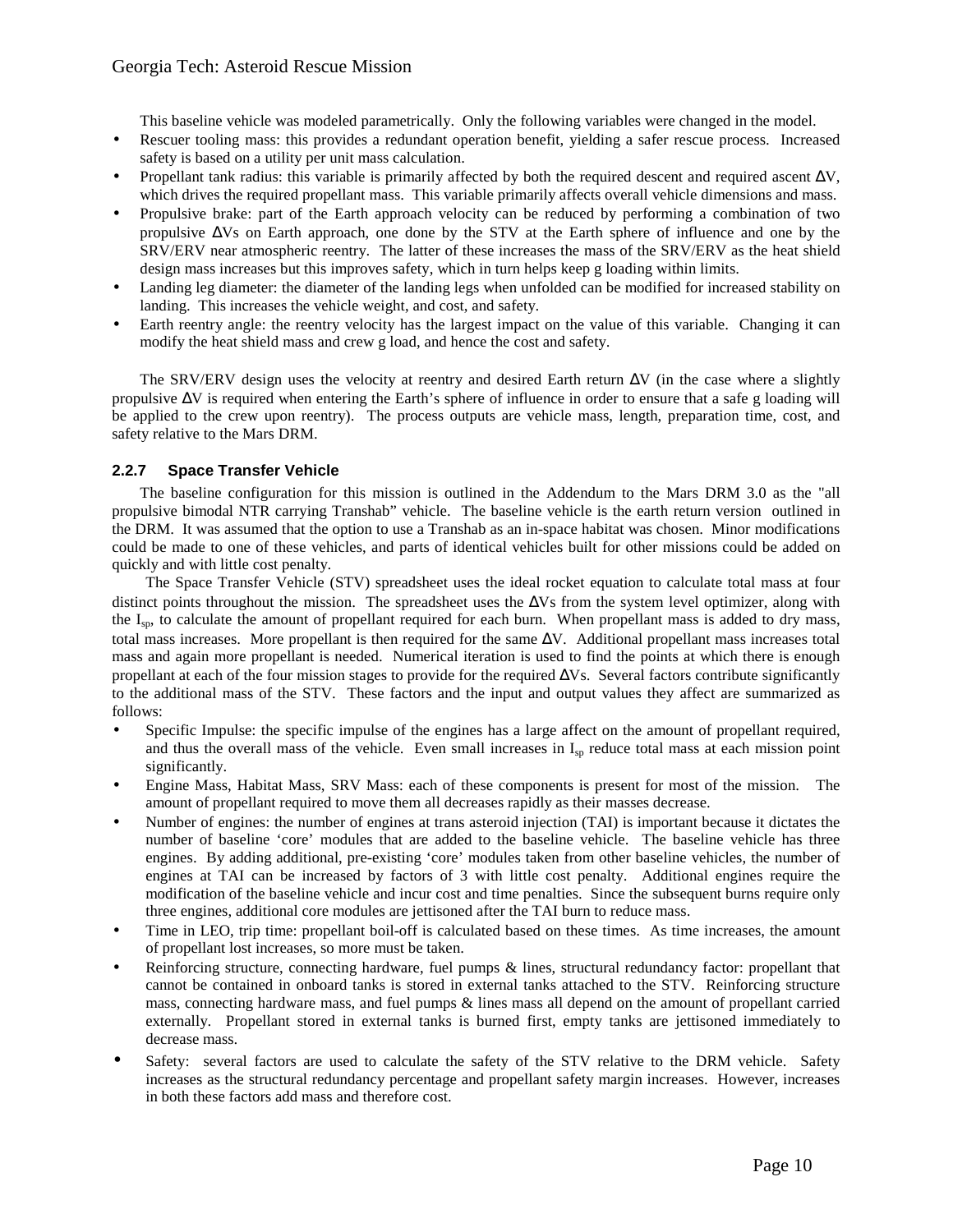This baseline vehicle was modeled parametrically. Only the following variables were changed in the model.

- Rescuer tooling mass: this provides a redundant operation benefit, yielding a safer rescue process. Increased safety is based on a utility per unit mass calculation.
- Propellant tank radius: this variable is primarily affected by both the required descent and required ascent $\Delta V$, which drives the required propellant mass. This variable primarily affects overall vehicle dimensions and mass.
- Propulsive brake: part of the Earth approach velocity can be reduced by performing a combination of two propulsive $\Delta V$s on Earth approach, one done by the STV at the Earth sphere of influence and one by the SRV/ERV near atmospheric reentry. The latter of these increases the mass of the SRV/ERV as the heat shield design mass increases but this improves safety, which in turn helps keep g loading within limits.
- Landing leg diameter: the diameter of the landing legs when unfolded can be modified for increased stability on landing. This increases the vehicle weight, and cost, and safety.
- Earth reentry angle: the reentry velocity has the largest impact on the value of this variable. Changing it can modify the heat shield mass and crew g load, and hence the cost and safety.

The SRV/ERV design uses the velocity at reentry and desired Earth return $\Delta V$ (in the case where a slightly propulsive $\Delta V$ is required when entering the Earth's sphere of influence in order to ensure that a safe g loading will be applied to the crew upon reentry). The process outputs are vehicle mass, length, preparation time, cost, and safety relative to the Mars DRM.

### 2.2.7 Space Transfer Vehicle

The baseline configuration for this mission is outlined in the Addendum to the Mars DRM 3.0 as the "all propulsive bimodal NTR carrying Transhab" vehicle. The baseline vehicle is the earth return version outlined in the DRM. It was assumed that the option to use a Transhab as an in-space habitat was chosen. Minor modifications could be made to one of these vehicles, and parts of identical vehicles built for other missions could be added on quickly and with little cost penalty.

The Space Transfer Vehicle (STV) spreadsheet uses the ideal rocket equation to calculate total mass at four distinct points throughout the mission. The spreadsheet uses the $\Delta V$s from the system level optimizer, along with the $I_{sp}$, to calculate the amount of propellant required for each burn. When propellant mass is added to dry mass, total mass increases. More propellant is then required for the same $\Delta V$. Additional propellant mass increases total mass and again more propellant is needed. Numerical iteration is used to find the points at which there is enough propellant at each of the four mission stages to provide for the required $\Delta V$s. Several factors contribute significantly to the additional mass of the STV. These factors and the input and output values they affect are summarized as follows:

- Specific Impulse: the specific impulse of the engines has a large affect on the amount of propellant required, and thus the overall mass of the vehicle. Even small increases in $I_{sp}$ reduce total mass at each mission point significantly.
- Engine Mass, Habitat Mass, SRV Mass: each of these components is present for most of the mission. The amount of propellant required to move them all decreases rapidly as their masses decrease.
- Number of engines: the number of engines at trans asteroid injection (TAI) is important because it dictates the number of baseline 'core' modules that are added to the baseline vehicle. The baseline vehicle has three engines. By adding additional, pre-existing 'core' modules taken from other baseline vehicles, the number of engines at TAI can be increased by factors of 3 with little cost penalty. Additional engines require the modification of the baseline vehicle and incur cost and time penalties. Since the subsequent burns require only three engines, additional core modules are jettisoned after the TAI burn to reduce mass.
- Time in LEO, trip time: propellant boil-off is calculated based on these times. As time increases, the amount of propellant lost increases, so more must be taken.
- Reinforcing structure, connecting hardware, fuel pumps & lines, structural redundancy factor: propellant that cannot be contained in onboard tanks is stored in external tanks attached to the STV. Reinforcing structure mass, connecting hardware mass, and fuel pumps & lines mass all depend on the amount of propellant carried externally. Propellant stored in external tanks is burned first, empty tanks are jettisoned immediately to decrease mass.
- Safety: several factors are used to calculate the safety of the STV relative to the DRM vehicle. Safety increases as the structural redundancy percentage and propellant safety margin increases. However, increases in both these factors add mass and therefore cost.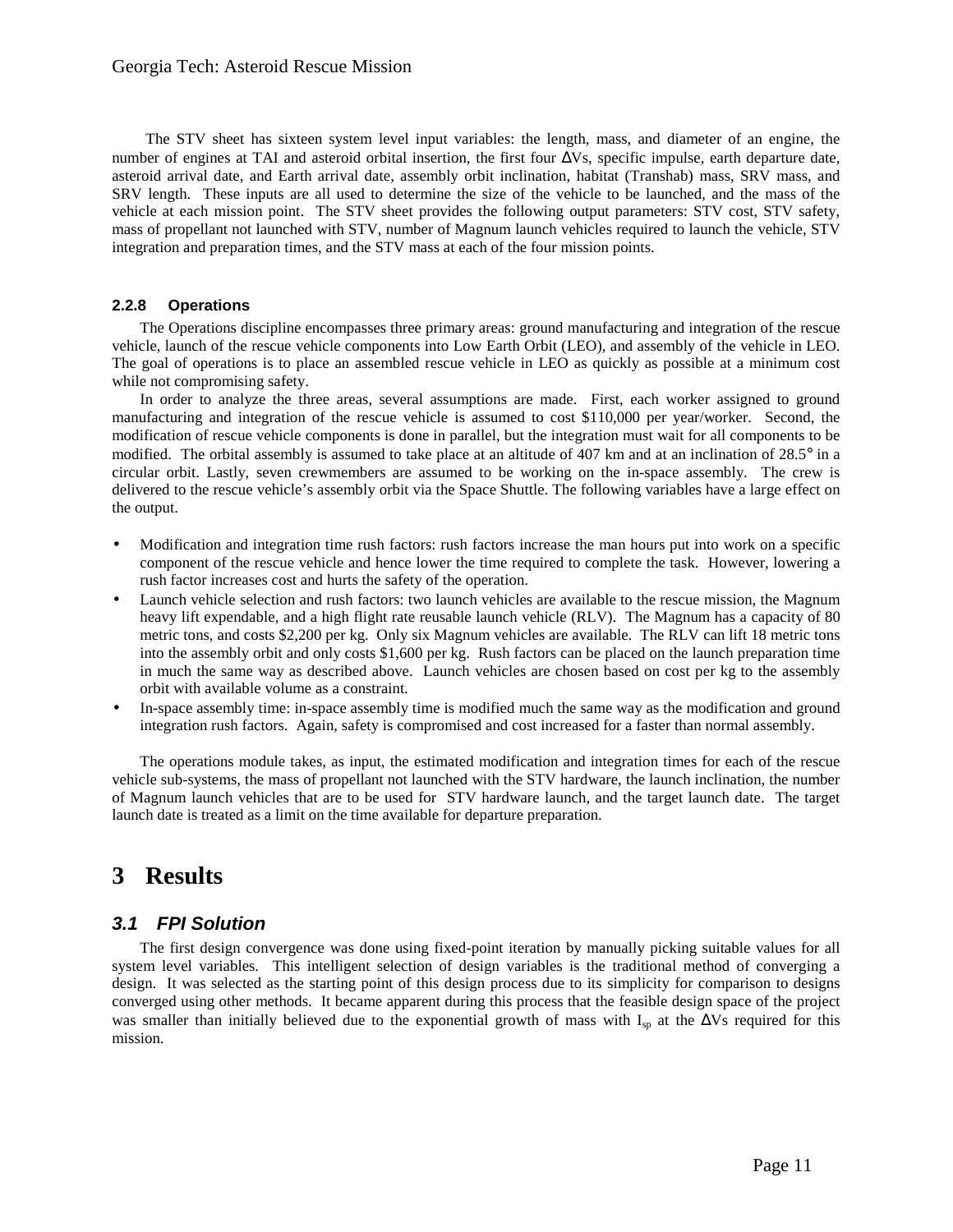The STV sheet has sixteen system level input variables: the length, mass, and diameter of an engine, the number of engines at TAI and asteroid orbital insertion, the first four ΔVs, specific impulse, earth departure date, asteroid arrival date, and Earth arrival date, assembly orbit inclination, habitat (Transhab) mass, SRV mass, and SRV length. These inputs are all used to determine the size of the vehicle to be launched, and the mass of the vehicle at each mission point. The STV sheet provides the following output parameters: STV cost, STV safety, mass of propellant not launched with STV, number of Magnum launch vehicles required to launch the vehicle, STV integration and preparation times, and the STV mass at each of the four mission points.

#### 2.2.8 Operations

The Operations discipline encompasses three primary areas: ground manufacturing and integration of the rescue vehicle, launch of the rescue vehicle components into Low Earth Orbit (LEO), and assembly of the vehicle in LEO. The goal of operations is to place an assembled rescue vehicle in LEO as quickly as possible at a minimum cost while not compromising safety.

In order to analyze the three areas, several assumptions are made. First, each worker assigned to ground manufacturing and integration of the rescue vehicle is assumed to cost $110,000 per year/worker. Second, the modification of rescue vehicle components is done in parallel, but the integration must wait for all components to be modified. The orbital assembly is assumed to take place at an altitude of 407 km and at an inclination of 28.5° in a circular orbit. Lastly, seven crewmembers are assumed to be working on the in-space assembly. The crew is delivered to the rescue vehicle's assembly orbit via the Space Shuttle. The following variables have a large effect on the output.

- Modification and integration time rush factors: rush factors increase the man hours put into work on a specific component of the rescue vehicle and hence lower the time required to complete the task. However, lowering a rush factor increases cost and hurts the safety of the operation.
- Launch vehicle selection and rush factors: two launch vehicles are available to the rescue mission, the Magnum heavy lift expendable, and a high flight rate reusable launch vehicle (RLV). The Magnum has a capacity of 80 metric tons, and costs $2,200 per kg. Only six Magnum vehicles are available. The RLV can lift 18 metric tons into the assembly orbit and only costs $1,600 per kg. Rush factors can be placed on the launch preparation time in much the same way as described above. Launch vehicles are chosen based on cost per kg to the assembly orbit with available volume as a constraint.
- In-space assembly time: in-space assembly time is modified much the same way as the modification and ground integration rush factors. Again, safety is compromised and cost increased for a faster than normal assembly.

The operations module takes, as input, the estimated modification and integration times for each of the rescue vehicle sub-systems, the mass of propellant not launched with the STV hardware, the launch inclination, the number of Magnum launch vehicles that are to be used for STV hardware launch, and the target launch date. The target launch date is treated as a limit on the time available for departure preparation.

# 3 Results

## 3.1 FPI Solution

The first design convergence was done using fixed-point iteration by manually picking suitable values for all system level variables. This intelligent selection of design variables is the traditional method of converging a design. It was selected as the starting point of this design process due to its simplicity for comparison to designs converged using other methods. It became apparent during this process that the feasible design space of the project was smaller than initially believed due to the exponential growth of mass with $I_{sp}$ at the ΔVs required for this mission.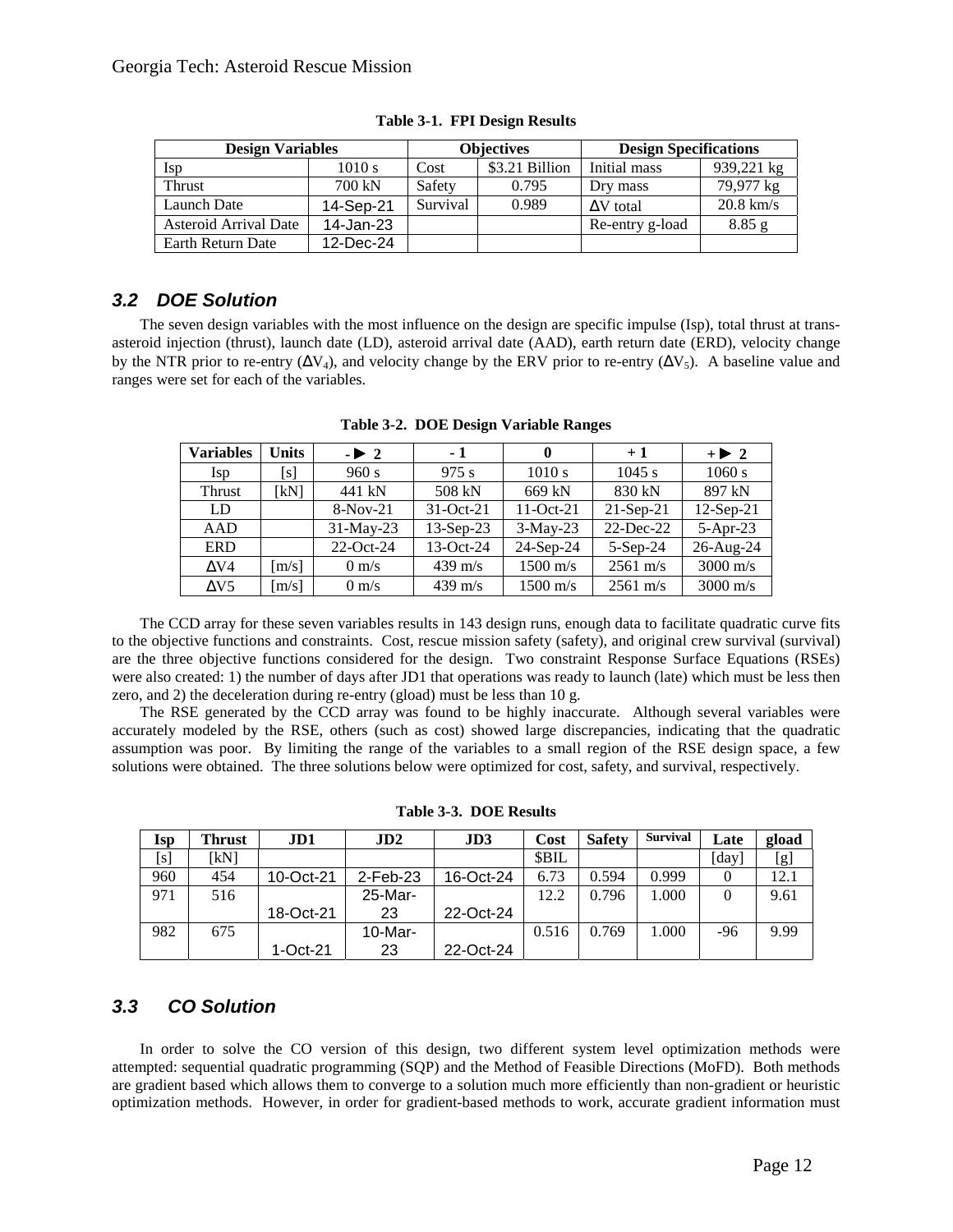**Table 3-1. FPI Design Results**

| Design Variables | | Objectives | | Design Specifications | |
|---|---|---|---|---|---|
| Isp | 1010 s | Cost | \$3.21 Billion | Initial mass | 939,221 kg |
| Thrust | 700 kN | Safety | 0.795 | Dry mass | 79,977 kg |
| Launch Date | 14-Sep-21 | Survival | 0.989 | ΔV total | 20.8 km/s |
| Asteroid Arrival Date | 14-Jan-23 | | | Re-entry g-load | 8.85 g |
| Earth Return Date | 12-Dec-24 | | | | |

### 3.2 DOE Solution

The seven design variables with the most influence on the design are specific impulse (Isp), total thrust at trans-asteroid injection (thrust), launch date (LD), asteroid arrival date (AAD), earth return date (ERD), velocity change by the NTR prior to re-entry ($\Delta V_4$), and velocity change by the ERV prior to re-entry ($\Delta V_5$). A baseline value and ranges were set for each of the variables.

**Table 3-2. DOE Design Variable Ranges**

| Variables | Units | - ► 2 | - 1 | 0 | + 1 | + ► 2 |
|---|---|---|---|---|---|---|
| Isp | [s] | 960 s | 975 s | 1010 s | 1045 s | 1060 s |
| Thrust | [kN] | 441 kN | 508 kN | 669 kN | 830 kN | 897 kN |
| LD | | 8-Nov-21 | 31-Oct-21 | 11-Oct-21 | 21-Sep-21 | 12-Sep-21 |
| AAD | | 31-May-23 | 13-Sep-23 | 3-May-23 | 22-Dec-22 | 5-Apr-23 |
| ERD | | 22-Oct-24 | 13-Oct-24 | 24-Sep-24 | 5-Sep-24 | 26-Aug-24 |
| ΔV4 | [m/s] | 0 m/s | 439 m/s | 1500 m/s | 2561 m/s | 3000 m/s |
| ΔV5 | [m/s] | 0 m/s | 439 m/s | 1500 m/s | 2561 m/s | 3000 m/s |

The CCD array for these seven variables results in 143 design runs, enough data to facilitate quadratic curve fits to the objective functions and constraints. Cost, rescue mission safety (safety), and original crew survival (survival) are the three objective functions considered for the design. Two constraint Response Surface Equations (RSEs) were also created: 1) the number of days after JD1 that operations was ready to launch (late) which must be less then zero, and 2) the deceleration during re-entry (gload) must be less than 10 g.

The RSE generated by the CCD array was found to be highly inaccurate. Although several variables were accurately modeled by the RSE, others (such as cost) showed large discrepancies, indicating that the quadratic assumption was poor. By limiting the range of the variables to a small region of the RSE design space, a few solutions were obtained. The three solutions below were optimized for cost, safety, and survival, respectively.

**Table 3-3. DOE Results**

| Isp | Thrust | JD1 | JD2 | JD3 | Cost | Safety | Survival | Late | gload |
|---|---|---|---|---|---|---|---|---|---|
| [s] | [kN] | | | | \$BIL | | | [day] | [g] |
| 960 | 454 | 10-Oct-21 | 2-Feb-23 | 16-Oct-24 | 6.73 | 0.594 | 0.999 | 0 | 12.1 |
| 971 | 516 | 18-Oct-21 | 25-Mar-23 | 22-Oct-24 | 12.2 | 0.796 | 1.000 | 0 | 9.61 |
| 982 | 675 | 1-Oct-21 | 10-Mar-23 | 22-Oct-24 | 0.516 | 0.769 | 1.000 | -96 | 9.99 |

### 3.3 CO Solution

In order to solve the CO version of this design, two different system level optimization methods were attempted: sequential quadratic programming (SQP) and the Method of Feasible Directions (MoFD). Both methods are gradient based which allows them to converge to a solution much more efficiently than non-gradient or heuristic optimization methods. However, in order for gradient-based methods to work, accurate gradient information must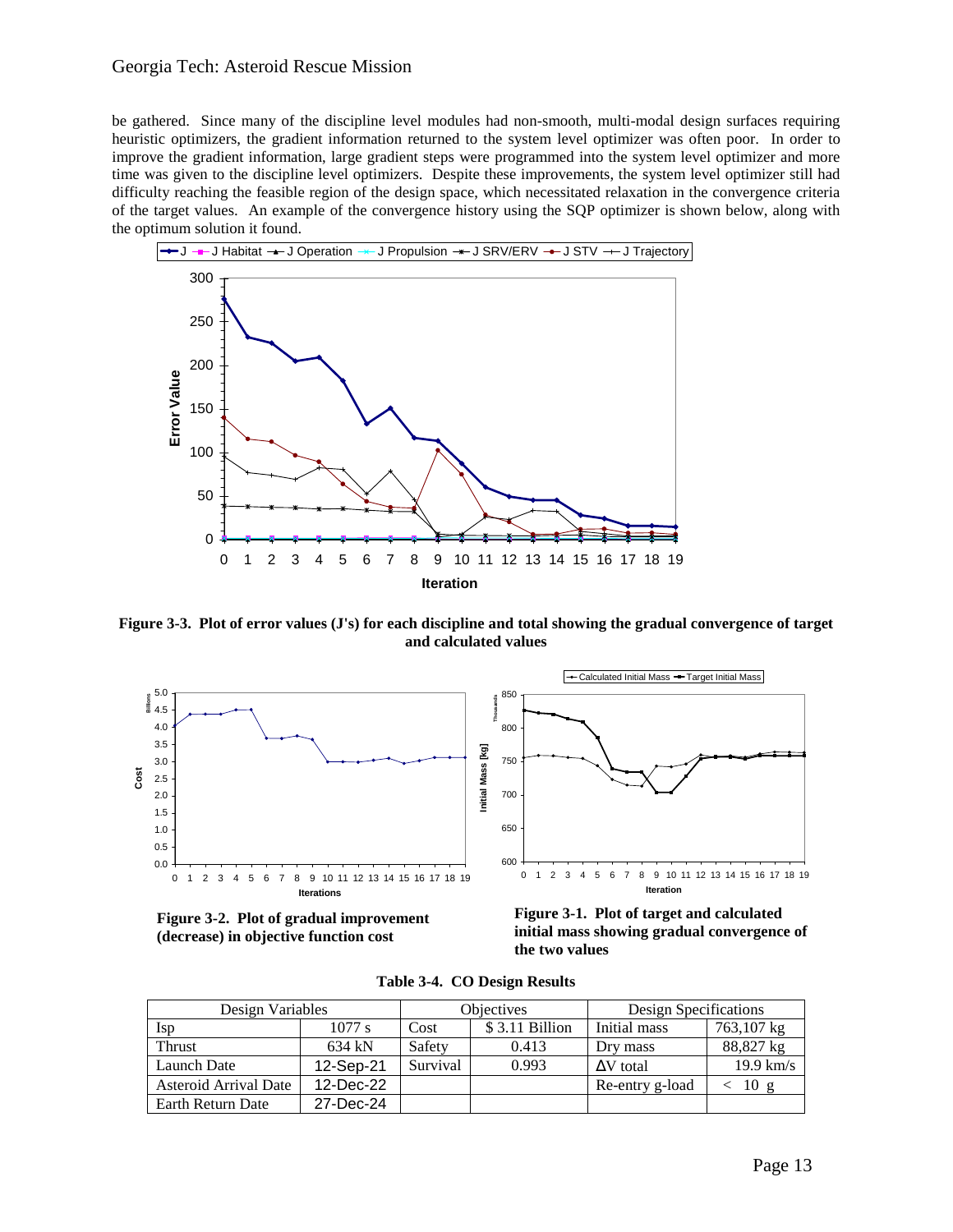be gathered. Since many of the discipline level modules had non-smooth, multi-modal design surfaces requiring heuristic optimizers, the gradient information returned to the system level optimizer was often poor. In order to improve the gradient information, large gradient steps were programmed into the system level optimizer and more time was given to the discipline level optimizers. Despite these improvements, the system level optimizer still had difficulty reaching the feasible region of the design space, which necessitated relaxation in the convergence criteria of the target values. An example of the convergence history using the SQP optimizer is shown below, along with the optimum solution it found.

**Figure 3-3. Plot of error values (J's) for each discipline and total showing the gradual convergence of target and calculated values**

**Figure 3-2. Plot of gradual improvement (decrease) in objective function cost**

**Figure 3-1. Plot of target and calculated initial mass showing gradual convergence of the two values**

**Table 3-4. CO Design Results**

| Design Variables | | Objectives | | Design Specifications | |
|---|---|---|---|---|---|
| Isp | 1077 s | Cost | $ 3.11 Billion | Initial mass | 763,107 kg |
| Thrust | 634 kN | Safety | 0.413 | Dry mass | 88,827 kg |
| Launch Date | 12-Sep-21 | Survival | 0.993 | $\Delta V$ total | 19.9 km/s |
| Asteroid Arrival Date | 12-Dec-22 | | | Re-entry g-load | < 10 g |
| Earth Return Date | 27-Dec-24 | | | | |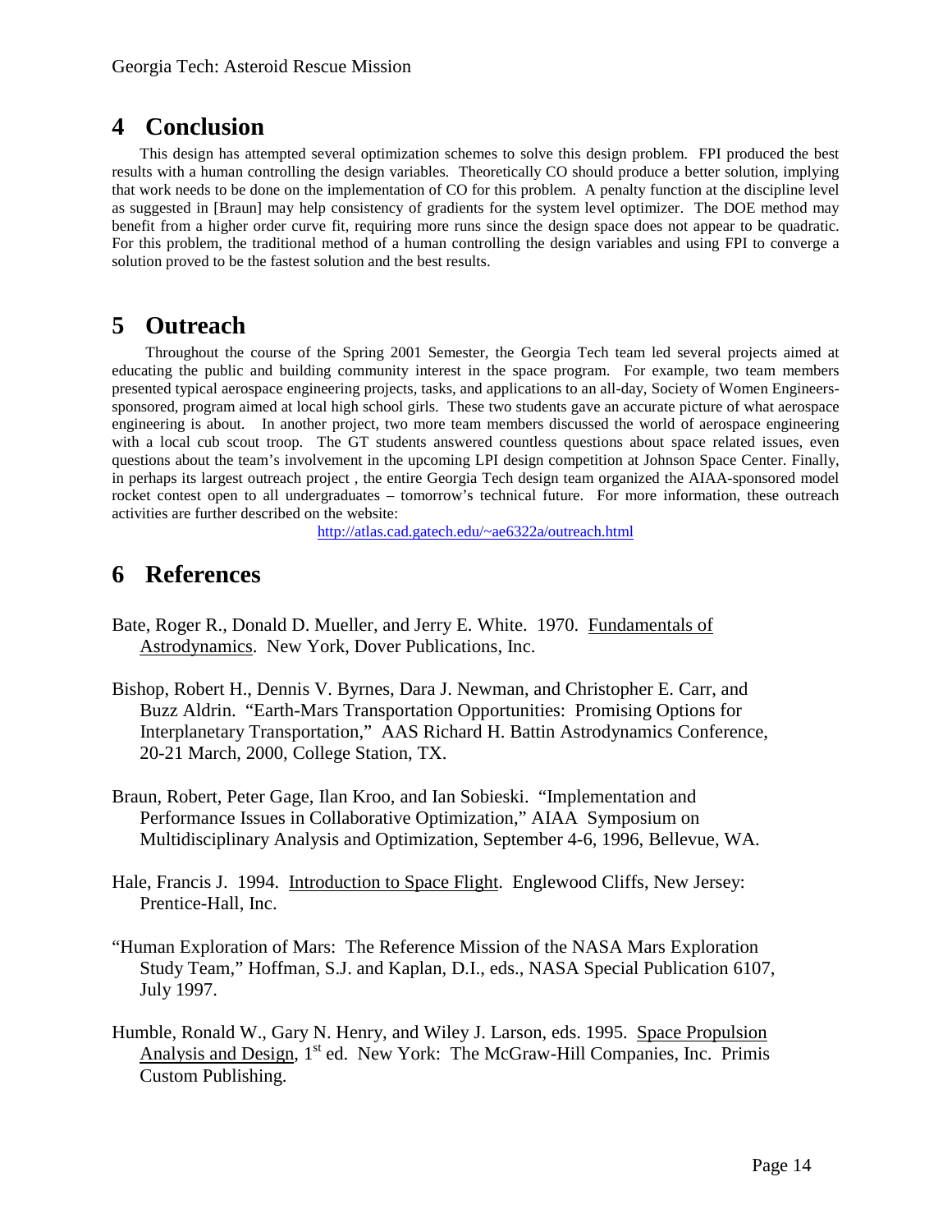# 4 Conclusion

This design has attempted several optimization schemes to solve this design problem. FPI produced the best results with a human controlling the design variables. Theoretically CO should produce a better solution, implying that work needs to be done on the implementation of CO for this problem. A penalty function at the discipline level as suggested in [Braun] may help consistency of gradients for the system level optimizer. The DOE method may benefit from a higher order curve fit, requiring more runs since the design space does not appear to be quadratic. For this problem, the traditional method of a human controlling the design variables and using FPI to converge a solution proved to be the fastest solution and the best results.

# 5 Outreach

Throughout the course of the Spring 2001 Semester, the Georgia Tech team led several projects aimed at educating the public and building community interest in the space program. For example, two team members presented typical aerospace engineering projects, tasks, and applications to an all-day, Society of Women Engineers-sponsored, program aimed at local high school girls. These two students gave an accurate picture of what aerospace engineering is about. In another project, two more team members discussed the world of aerospace engineering with a local cub scout troop. The GT students answered countless questions about space related issues, even questions about the team's involvement in the upcoming LPI design competition at Johnson Space Center. Finally, in perhaps its largest outreach project , the entire Georgia Tech design team organized the AIAA-sponsored model rocket contest open to all undergraduates – tomorrow's technical future. For more information, these outreach activities are further described on the website:

http://atlas.cad.gatech.edu/~ae6322a/outreach.html

# 6 References

Bate, Roger R., Donald D. Mueller, and Jerry E. White. 1970. Fundamentals of Astrodynamics. New York, Dover Publications, Inc.

Bishop, Robert H., Dennis V. Byrnes, Dara J. Newman, and Christopher E. Carr, and Buzz Aldrin. "Earth-Mars Transportation Opportunities: Promising Options for Interplanetary Transportation," AAS Richard H. Battin Astrodynamics Conference, 20-21 March, 2000, College Station, TX.

Braun, Robert, Peter Gage, Ilan Kroo, and Ian Sobieski. "Implementation and Performance Issues in Collaborative Optimization," AIAA Symposium on Multidisciplinary Analysis and Optimization, September 4-6, 1996, Bellevue, WA.

Hale, Francis J. 1994. Introduction to Space Flight. Englewood Cliffs, New Jersey: Prentice-Hall, Inc.

"Human Exploration of Mars: The Reference Mission of the NASA Mars Exploration Study Team," Hoffman, S.J. and Kaplan, D.I., eds., NASA Special Publication 6107, July 1997.

Humble, Ronald W., Gary N. Henry, and Wiley J. Larson, eds. 1995. Space Propulsion Analysis and Design, 1st ed. New York: The McGraw-Hill Companies, Inc. Primis Custom Publishing.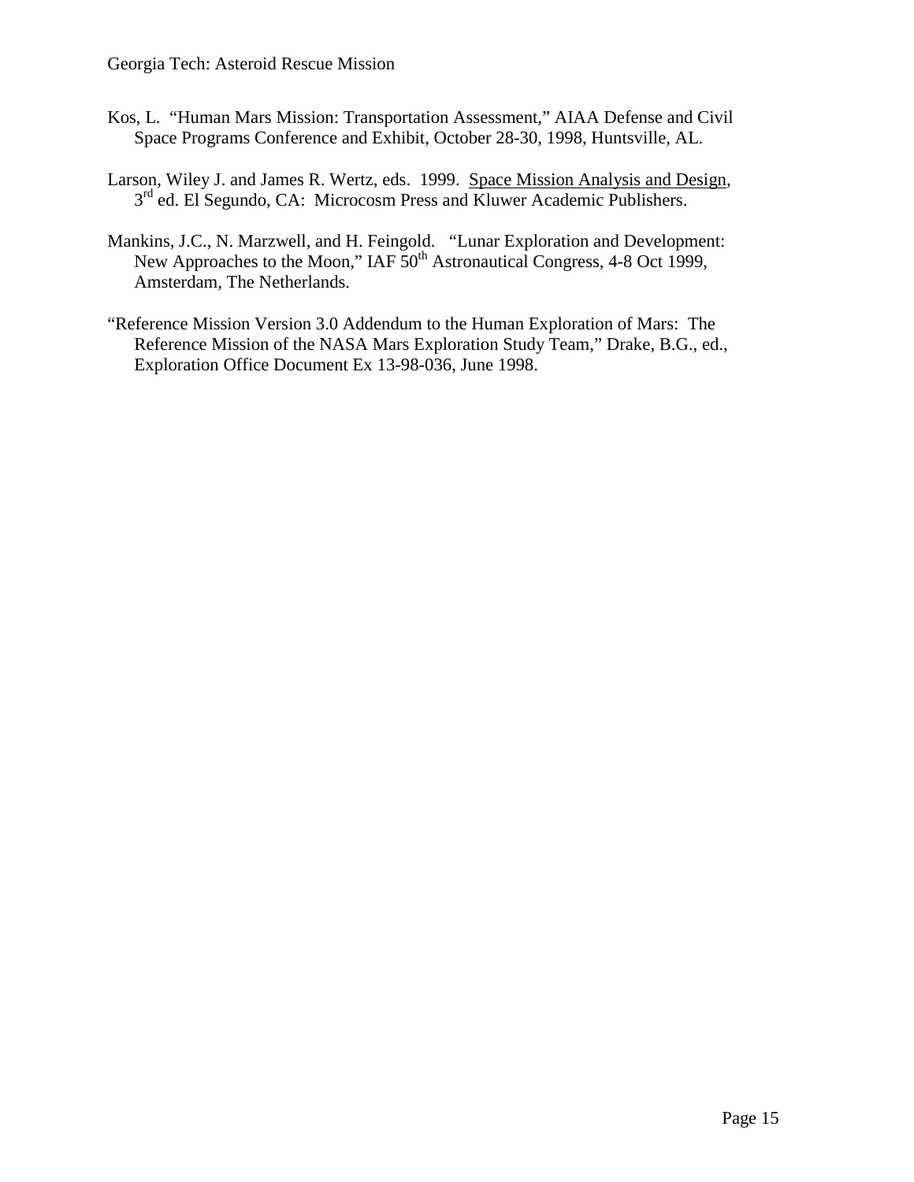Kos, L. "Human Mars Mission: Transportation Assessment," AIAA Defense and Civil Space Programs Conference and Exhibit, October 28-30, 1998, Huntsville, AL.

Larson, Wiley J. and James R. Wertz, eds. 1999. Space Mission Analysis and Design, 3rd ed. El Segundo, CA: Microcosm Press and Kluwer Academic Publishers.

Mankins, J.C., N. Marzwell, and H. Feingold. "Lunar Exploration and Development: New Approaches to the Moon," IAF 50th Astronautical Congress, 4-8 Oct 1999, Amsterdam, The Netherlands.

"Reference Mission Version 3.0 Addendum to the Human Exploration of Mars: The Reference Mission of the NASA Mars Exploration Study Team," Drake, B.G., ed., Exploration Office Document Ex 13-98-036, June 1998.